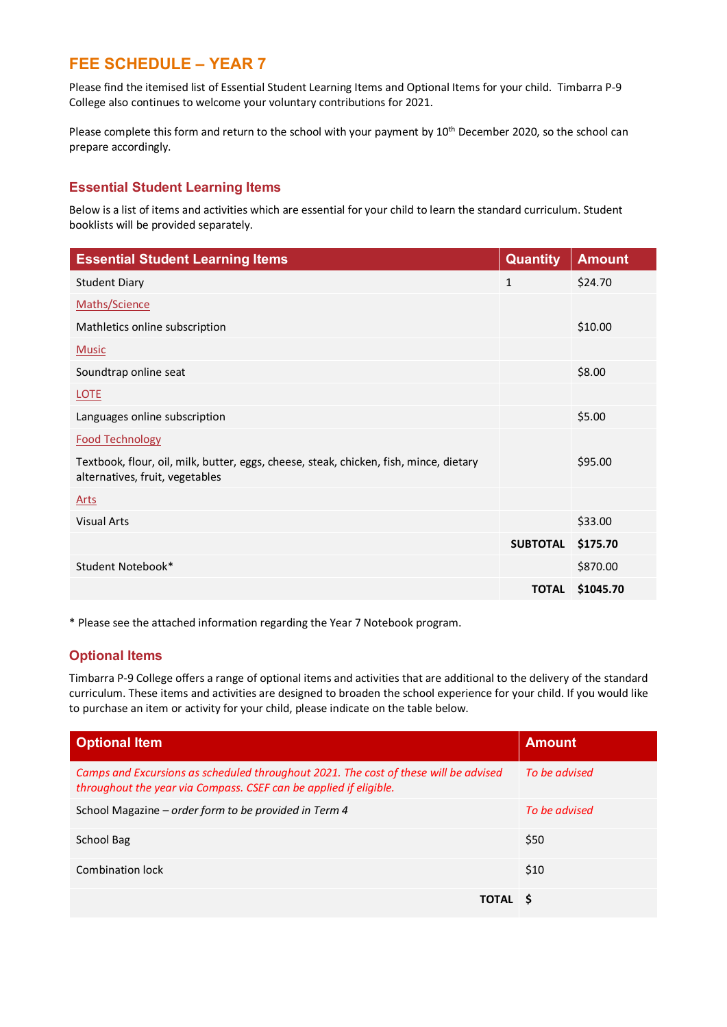# FEE SCHEDULE – YEAR 7

Please find the itemised list of Essential Student Learning Items and Optional Items for your child. Timbarra P-9 College also continues to welcome your voluntary contributions for 2021.

Please complete this form and return to the school with your payment by 10th December 2020, so the school can prepare accordingly.

## Essential Student Learning Items

Below is a list of items and activities which are essential for your child to learn the standard curriculum. Student booklists will be provided separately.

| Essential Student Learning Items | Quantity | Amount |
|---|---|---|
| Student Diary | 1 | $24.70 |
| Maths/Science | | |
| Mathletics online subscription | | $10.00 |
| Music | | |
| Soundtrap online seat | | $8.00 |
| LOTE | | |
| Languages online subscription | | $5.00 |
| Food Technology | | |
| Textbook, flour, oil, milk, butter, eggs, cheese, steak, chicken, fish, mince, dietary alternatives, fruit, vegetables | | $95.00 |
| Arts | | |
| Visual Arts | | $33.00 |
| | **SUBTOTAL** | **$175.70** |
| Student Notebook* | | $870.00 |
| | **TOTAL** | **$1045.70** |

* Please see the attached information regarding the Year 7 Notebook program.

## Optional Items

Timbarra P-9 College offers a range of optional items and activities that are additional to the delivery of the standard curriculum. These items and activities are designed to broaden the school experience for your child. If you would like to purchase an item or activity for your child, please indicate on the table below.

| Optional Item | Amount |
|---|---|
| *Camps and Excursions as scheduled throughout 2021. The cost of these will be advised throughout the year via Compass. CSEF can be applied if eligible.* | *To be advised* |
| School Magazine – *order form to be provided in Term 4* | *To be advised* |
| School Bag | $50 |
| Combination lock | $10 |
| **TOTAL** | **$** |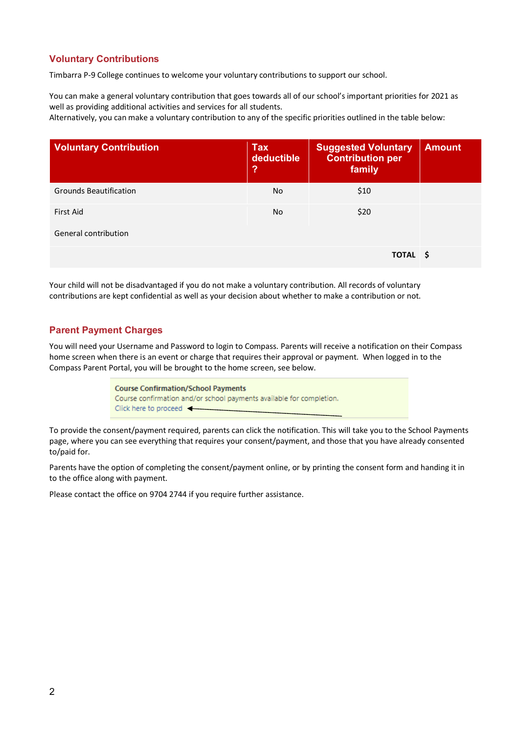## Voluntary Contributions

Timbarra P-9 College continues to welcome your voluntary contributions to support our school.

You can make a general voluntary contribution that goes towards all of our school's important priorities for 2021 as well as providing additional activities and services for all students.
Alternatively, you can make a voluntary contribution to any of the specific priorities outlined in the table below:

| Voluntary Contribution | Tax deductible ? | Suggested Voluntary Contribution per family | Amount |
|---|---|---|---|
| Grounds Beautification | No | $10 | |
| First Aid | No | $20 | |
| General contribution | | | |
| | | **TOTAL** | **$** |

Your child will not be disadvantaged if you do not make a voluntary contribution. All records of voluntary contributions are kept confidential as well as your decision about whether to make a contribution or not.

## Parent Payment Charges

You will need your Username and Password to login to Compass. Parents will receive a notification on their Compass home screen when there is an event or charge that requires their approval or payment. When logged in to the Compass Parent Portal, you will be brought to the home screen, see below.

**Course Confirmation/School Payments**
Course confirmation and/or school payments available for completion.
Click here to proceed

To provide the consent/payment required, parents can click the notification. This will take you to the School Payments page, where you can see everything that requires your consent/payment, and those that you have already consented to/paid for.

Parents have the option of completing the consent/payment online, or by printing the consent form and handing it in to the office along with payment.

Please contact the office on 9704 2744 if you require further assistance.